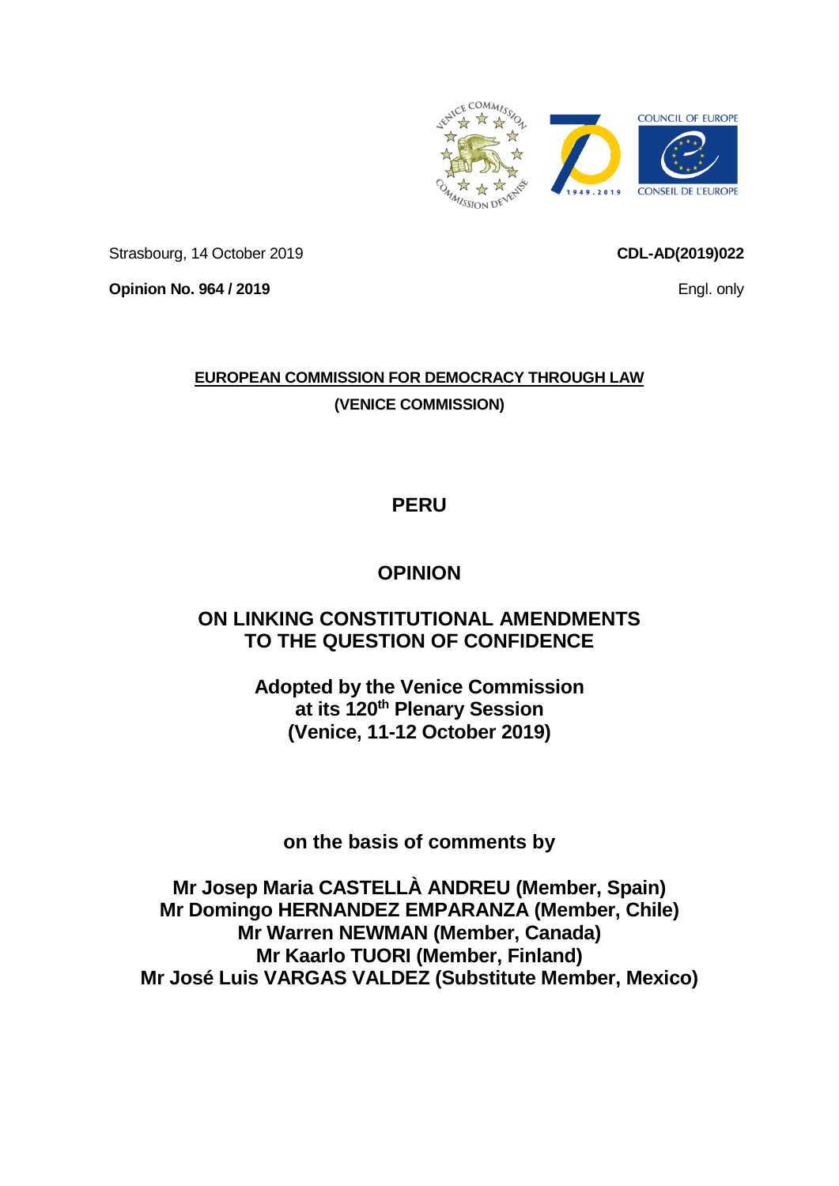Strasbourg, 14 October 2019

**CDL-AD(2019)022**

**Opinion No. 964 / 2019**

Engl. only

**EUROPEAN COMMISSION FOR DEMOCRACY THROUGH LAW**

**(VENICE COMMISSION)**

# PERU

# OPINION

## ON LINKING CONSTITUTIONAL AMENDMENTS TO THE QUESTION OF CONFIDENCE

**Adopted by the Venice Commission at its 120th Plenary Session (Venice, 11-12 October 2019)**

**on the basis of comments by**

**Mr Josep Maria CASTELLÀ ANDREU (Member, Spain)**
**Mr Domingo HERNANDEZ EMPARANZA (Member, Chile)**
**Mr Warren NEWMAN (Member, Canada)**
**Mr Kaarlo TUORI (Member, Finland)**
**Mr José Luis VARGAS VALDEZ (Substitute Member, Mexico)**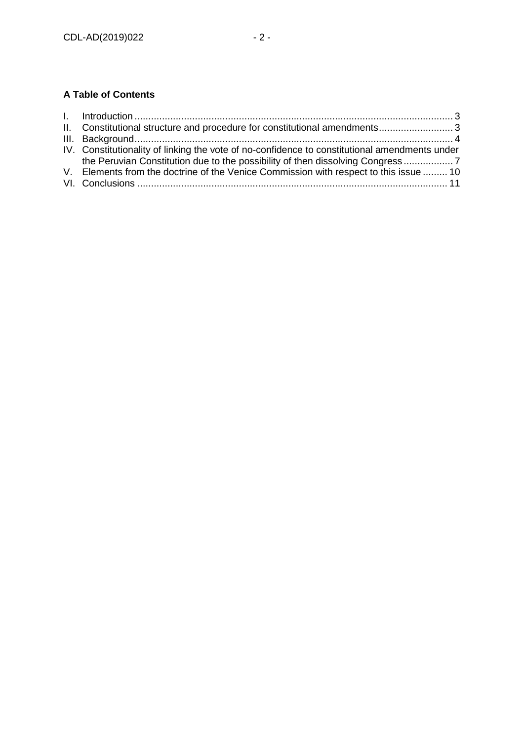**A Table of Contents**

I. Introduction ... 3
II. Constitutional structure and procedure for constitutional amendments ... 3
III. Background ... 4
IV. Constitutionality of linking the vote of no-confidence to constitutional amendments under the Peruvian Constitution due to the possibility of then dissolving Congress ... 7
V. Elements from the doctrine of the Venice Commission with respect to this issue ... 10
VI. Conclusions ... 11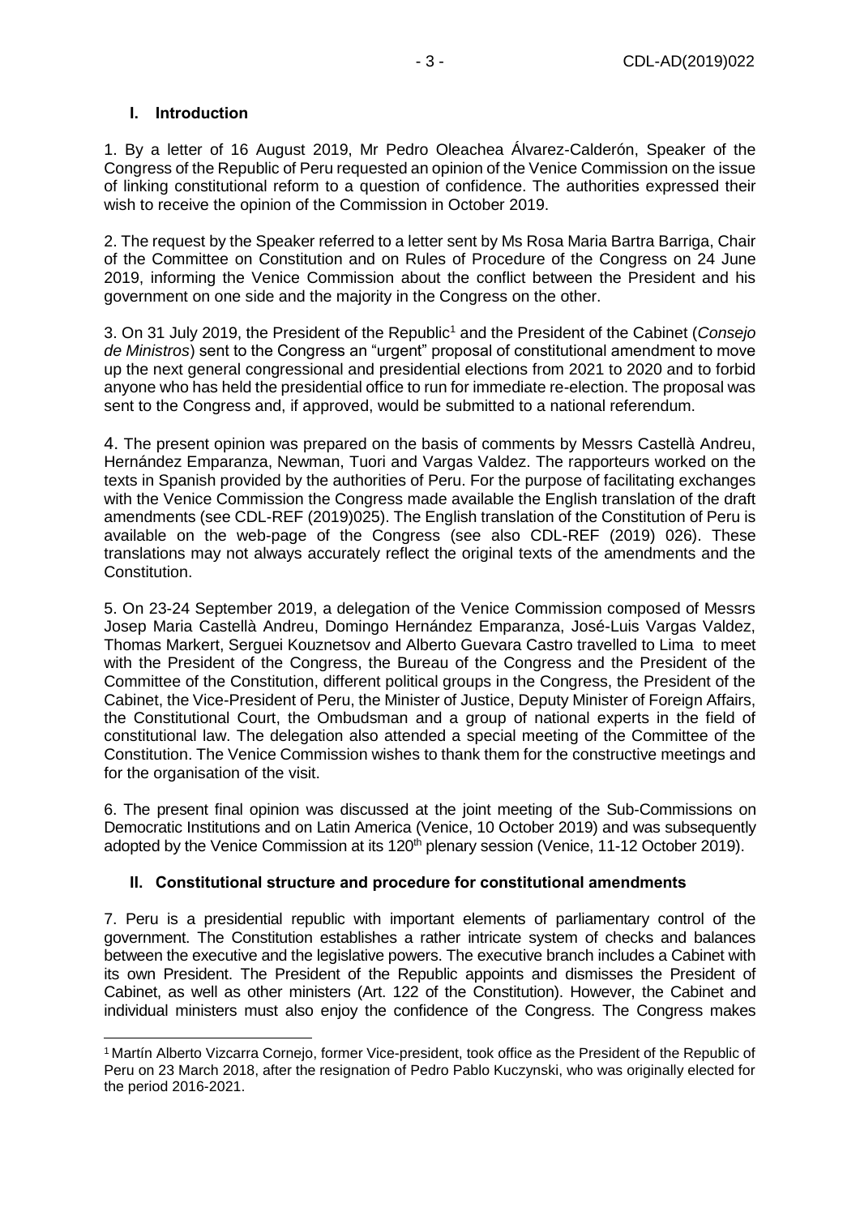## I. Introduction

1. By a letter of 16 August 2019, Mr Pedro Oleachea Álvarez-Calderón, Speaker of the Congress of the Republic of Peru requested an opinion of the Venice Commission on the issue of linking constitutional reform to a question of confidence. The authorities expressed their wish to receive the opinion of the Commission in October 2019.

2. The request by the Speaker referred to a letter sent by Ms Rosa Maria Bartra Barriga, Chair of the Committee on Constitution and on Rules of Procedure of the Congress on 24 June 2019, informing the Venice Commission about the conflict between the President and his government on one side and the majority in the Congress on the other.

3. On 31 July 2019, the President of the Republic[1] and the President of the Cabinet (*Consejo de Ministros*) sent to the Congress an "urgent" proposal of constitutional amendment to move up the next general congressional and presidential elections from 2021 to 2020 and to forbid anyone who has held the presidential office to run for immediate re-election. The proposal was sent to the Congress and, if approved, would be submitted to a national referendum.

4. The present opinion was prepared on the basis of comments by Messrs Castellà Andreu, Hernández Emparanza, Newman, Tuori and Vargas Valdez. The rapporteurs worked on the texts in Spanish provided by the authorities of Peru. For the purpose of facilitating exchanges with the Venice Commission the Congress made available the English translation of the draft amendments (see CDL-REF (2019)025). The English translation of the Constitution of Peru is available on the web-page of the Congress (see also CDL-REF (2019) 026). These translations may not always accurately reflect the original texts of the amendments and the Constitution.

5. On 23-24 September 2019, a delegation of the Venice Commission composed of Messrs Josep Maria Castellà Andreu, Domingo Hernández Emparanza, José-Luis Vargas Valdez, Thomas Markert, Serguei Kouznetsov and Alberto Guevara Castro travelled to Lima to meet with the President of the Congress, the Bureau of the Congress and the President of the Committee of the Constitution, different political groups in the Congress, the President of the Cabinet, the Vice-President of Peru, the Minister of Justice, Deputy Minister of Foreign Affairs, the Constitutional Court, the Ombudsman and a group of national experts in the field of constitutional law. The delegation also attended a special meeting of the Committee of the Constitution. The Venice Commission wishes to thank them for the constructive meetings and for the organisation of the visit.

6. The present final opinion was discussed at the joint meeting of the Sub-Commissions on Democratic Institutions and on Latin America (Venice, 10 October 2019) and was subsequently adopted by the Venice Commission at its 120th plenary session (Venice, 11-12 October 2019).

## II. Constitutional structure and procedure for constitutional amendments

7. Peru is a presidential republic with important elements of parliamentary control of the government. The Constitution establishes a rather intricate system of checks and balances between the executive and the legislative powers. The executive branch includes a Cabinet with its own President. The President of the Republic appoints and dismisses the President of Cabinet, as well as other ministers (Art. 122 of the Constitution). However, the Cabinet and individual ministers must also enjoy the confidence of the Congress. The Congress makes

[1] Martín Alberto Vizcarra Cornejo, former Vice-president, took office as the President of the Republic of Peru on 23 March 2018, after the resignation of Pedro Pablo Kuczynski, who was originally elected for the period 2016-2021.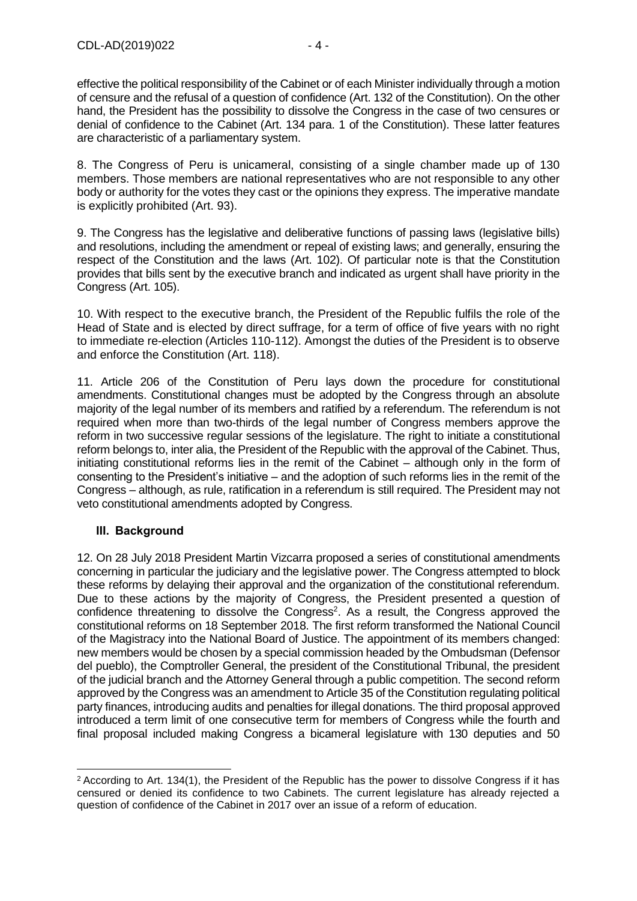effective the political responsibility of the Cabinet or of each Minister individually through a motion of censure and the refusal of a question of confidence (Art. 132 of the Constitution). On the other hand, the President has the possibility to dissolve the Congress in the case of two censures or denial of confidence to the Cabinet (Art. 134 para. 1 of the Constitution). These latter features are characteristic of a parliamentary system.

8. The Congress of Peru is unicameral, consisting of a single chamber made up of 130 members. Those members are national representatives who are not responsible to any other body or authority for the votes they cast or the opinions they express. The imperative mandate is explicitly prohibited (Art. 93).

9. The Congress has the legislative and deliberative functions of passing laws (legislative bills) and resolutions, including the amendment or repeal of existing laws; and generally, ensuring the respect of the Constitution and the laws (Art. 102). Of particular note is that the Constitution provides that bills sent by the executive branch and indicated as urgent shall have priority in the Congress (Art. 105).

10. With respect to the executive branch, the President of the Republic fulfils the role of the Head of State and is elected by direct suffrage, for a term of office of five years with no right to immediate re-election (Articles 110-112). Amongst the duties of the President is to observe and enforce the Constitution (Art. 118).

11. Article 206 of the Constitution of Peru lays down the procedure for constitutional amendments. Constitutional changes must be adopted by the Congress through an absolute majority of the legal number of its members and ratified by a referendum. The referendum is not required when more than two-thirds of the legal number of Congress members approve the reform in two successive regular sessions of the legislature. The right to initiate a constitutional reform belongs to, inter alia, the President of the Republic with the approval of the Cabinet. Thus, initiating constitutional reforms lies in the remit of the Cabinet – although only in the form of consenting to the President's initiative – and the adoption of such reforms lies in the remit of the Congress – although, as rule, ratification in a referendum is still required. The President may not veto constitutional amendments adopted by Congress.

## III. Background

12. On 28 July 2018 President Martin Vizcarra proposed a series of constitutional amendments concerning in particular the judiciary and the legislative power. The Congress attempted to block these reforms by delaying their approval and the organization of the constitutional referendum. Due to these actions by the majority of Congress, the President presented a question of confidence threatening to dissolve the Congress[2]. As a result, the Congress approved the constitutional reforms on 18 September 2018. The first reform transformed the National Council of the Magistracy into the National Board of Justice. The appointment of its members changed: new members would be chosen by a special commission headed by the Ombudsman (Defensor del pueblo), the Comptroller General, the president of the Constitutional Tribunal, the president of the judicial branch and the Attorney General through a public competition. The second reform approved by the Congress was an amendment to Article 35 of the Constitution regulating political party finances, introducing audits and penalties for illegal donations. The third proposal approved introduced a term limit of one consecutive term for members of Congress while the fourth and final proposal included making Congress a bicameral legislature with 130 deputies and 50

[2] According to Art. 134(1), the President of the Republic has the power to dissolve Congress if it has censured or denied its confidence to two Cabinets. The current legislature has already rejected a question of confidence of the Cabinet in 2017 over an issue of a reform of education.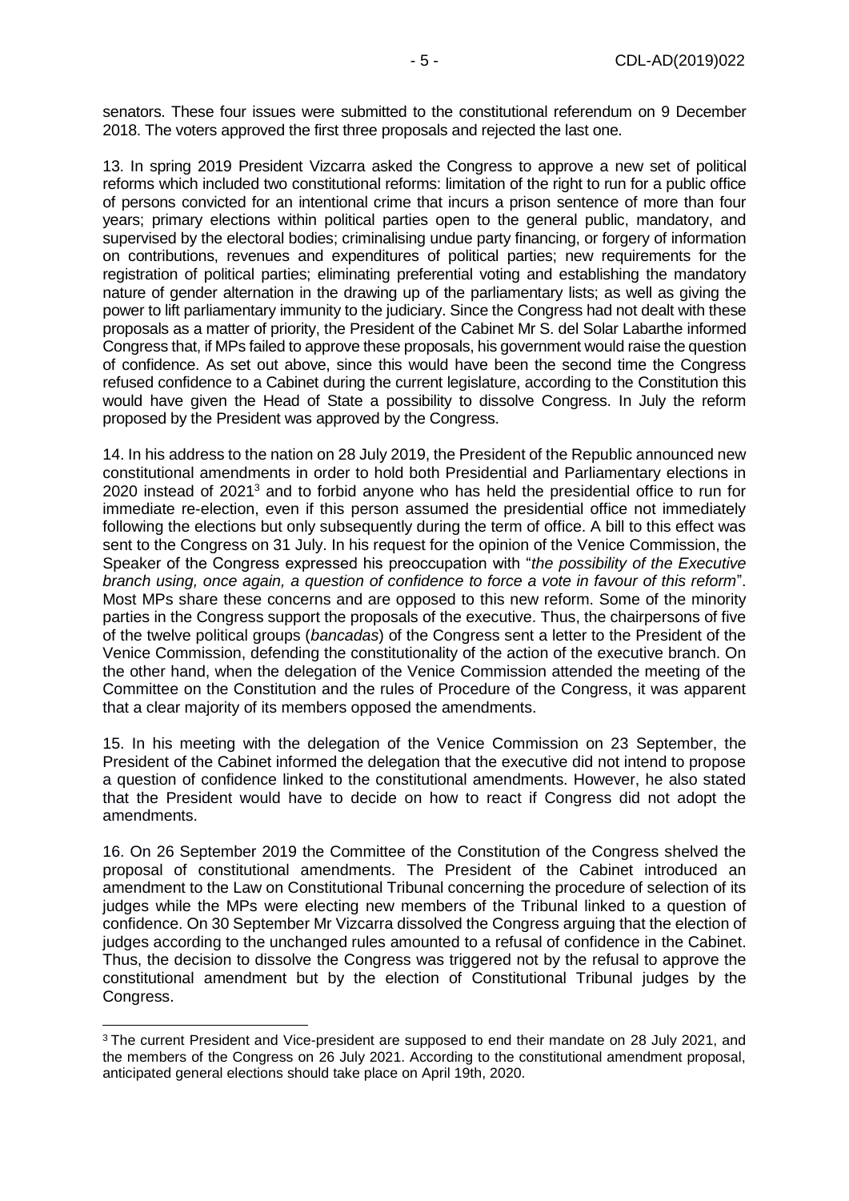senators. These four issues were submitted to the constitutional referendum on 9 December 2018. The voters approved the first three proposals and rejected the last one.

13. In spring 2019 President Vizcarra asked the Congress to approve a new set of political reforms which included two constitutional reforms: limitation of the right to run for a public office of persons convicted for an intentional crime that incurs a prison sentence of more than four years; primary elections within political parties open to the general public, mandatory, and supervised by the electoral bodies; criminalising undue party financing, or forgery of information on contributions, revenues and expenditures of political parties; new requirements for the registration of political parties; eliminating preferential voting and establishing the mandatory nature of gender alternation in the drawing up of the parliamentary lists; as well as giving the power to lift parliamentary immunity to the judiciary. Since the Congress had not dealt with these proposals as a matter of priority, the President of the Cabinet Mr S. del Solar Labarthe informed Congress that, if MPs failed to approve these proposals, his government would raise the question of confidence. As set out above, since this would have been the second time the Congress refused confidence to a Cabinet during the current legislature, according to the Constitution this would have given the Head of State a possibility to dissolve Congress. In July the reform proposed by the President was approved by the Congress.

14. In his address to the nation on 28 July 2019, the President of the Republic announced new constitutional amendments in order to hold both Presidential and Parliamentary elections in 2020 instead of 2021[3] and to forbid anyone who has held the presidential office to run for immediate re-election, even if this person assumed the presidential office not immediately following the elections but only subsequently during the term of office. A bill to this effect was sent to the Congress on 31 July. In his request for the opinion of the Venice Commission, the Speaker of the Congress expressed his preoccupation with "*the possibility of the Executive branch using, once again, a question of confidence to force a vote in favour of this reform*". Most MPs share these concerns and are opposed to this new reform. Some of the minority parties in the Congress support the proposals of the executive. Thus, the chairpersons of five of the twelve political groups (*bancadas*) of the Congress sent a letter to the President of the Venice Commission, defending the constitutionality of the action of the executive branch. On the other hand, when the delegation of the Venice Commission attended the meeting of the Committee on the Constitution and the rules of Procedure of the Congress, it was apparent that a clear majority of its members opposed the amendments.

15. In his meeting with the delegation of the Venice Commission on 23 September, the President of the Cabinet informed the delegation that the executive did not intend to propose a question of confidence linked to the constitutional amendments. However, he also stated that the President would have to decide on how to react if Congress did not adopt the amendments.

16. On 26 September 2019 the Committee of the Constitution of the Congress shelved the proposal of constitutional amendments. The President of the Cabinet introduced an amendment to the Law on Constitutional Tribunal concerning the procedure of selection of its judges while the MPs were electing new members of the Tribunal linked to a question of confidence. On 30 September Mr Vizcarra dissolved the Congress arguing that the election of judges according to the unchanged rules amounted to a refusal of confidence in the Cabinet. Thus, the decision to dissolve the Congress was triggered not by the refusal to approve the constitutional amendment but by the election of Constitutional Tribunal judges by the Congress.

[3] The current President and Vice-president are supposed to end their mandate on 28 July 2021, and the members of the Congress on 26 July 2021. According to the constitutional amendment proposal, anticipated general elections should take place on April 19th, 2020.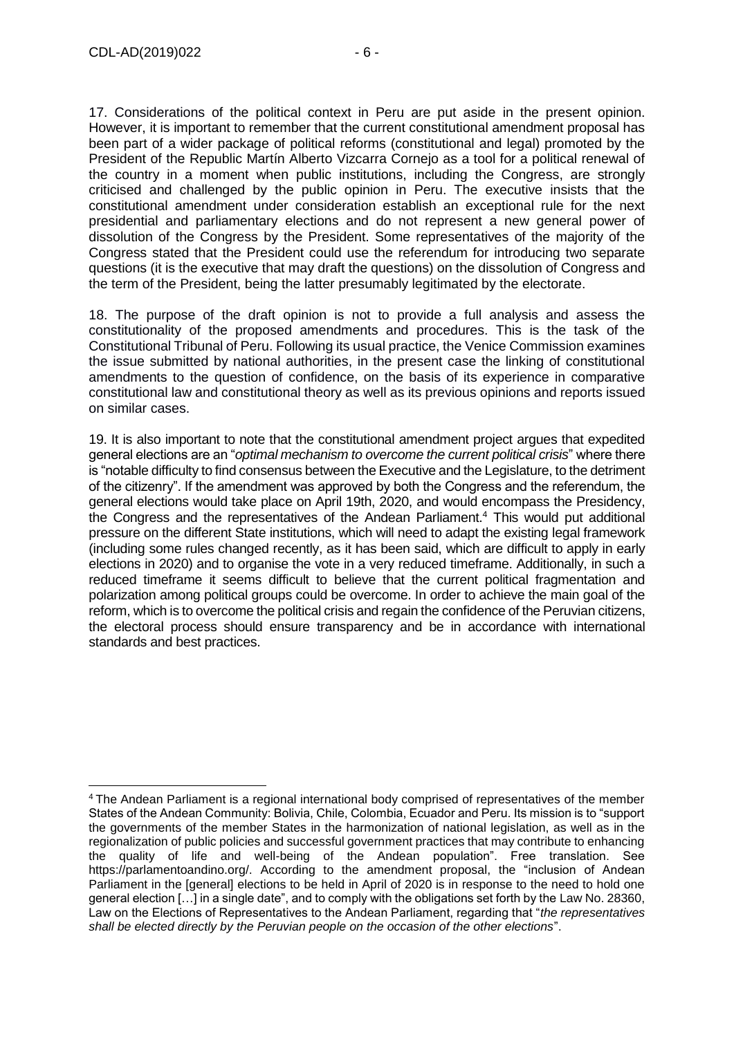17. Considerations of the political context in Peru are put aside in the present opinion. However, it is important to remember that the current constitutional amendment proposal has been part of a wider package of political reforms (constitutional and legal) promoted by the President of the Republic Martín Alberto Vizcarra Cornejo as a tool for a political renewal of the country in a moment when public institutions, including the Congress, are strongly criticised and challenged by the public opinion in Peru. The executive insists that the constitutional amendment under consideration establish an exceptional rule for the next presidential and parliamentary elections and do not represent a new general power of dissolution of the Congress by the President. Some representatives of the majority of the Congress stated that the President could use the referendum for introducing two separate questions (it is the executive that may draft the questions) on the dissolution of Congress and the term of the President, being the latter presumably legitimated by the electorate.

18. The purpose of the draft opinion is not to provide a full analysis and assess the constitutionality of the proposed amendments and procedures. This is the task of the Constitutional Tribunal of Peru. Following its usual practice, the Venice Commission examines the issue submitted by national authorities, in the present case the linking of constitutional amendments to the question of confidence, on the basis of its experience in comparative constitutional law and constitutional theory as well as its previous opinions and reports issued on similar cases.

19. It is also important to note that the constitutional amendment project argues that expedited general elections are an "*optimal mechanism to overcome the current political crisis*" where there is "notable difficulty to find consensus between the Executive and the Legislature, to the detriment of the citizenry". If the amendment was approved by both the Congress and the referendum, the general elections would take place on April 19th, 2020, and would encompass the Presidency, the Congress and the representatives of the Andean Parliament.[4] This would put additional pressure on the different State institutions, which will need to adapt the existing legal framework (including some rules changed recently, as it has been said, which are difficult to apply in early elections in 2020) and to organise the vote in a very reduced timeframe. Additionally, in such a reduced timeframe it seems difficult to believe that the current political fragmentation and polarization among political groups could be overcome. In order to achieve the main goal of the reform, which is to overcome the political crisis and regain the confidence of the Peruvian citizens, the electoral process should ensure transparency and be in accordance with international standards and best practices.

---

[4] The Andean Parliament is a regional international body comprised of representatives of the member States of the Andean Community: Bolivia, Chile, Colombia, Ecuador and Peru. Its mission is to "support the governments of the member States in the harmonization of national legislation, as well as in the regionalization of public policies and successful government practices that may contribute to enhancing the quality of life and well-being of the Andean population". Free translation. See https://parlamentoandino.org/. According to the amendment proposal, the "inclusion of Andean Parliament in the [general] elections to be held in April of 2020 is in response to the need to hold one general election […] in a single date", and to comply with the obligations set forth by the Law No. 28360, Law on the Elections of Representatives to the Andean Parliament, regarding that "*the representatives shall be elected directly by the Peruvian people on the occasion of the other elections*".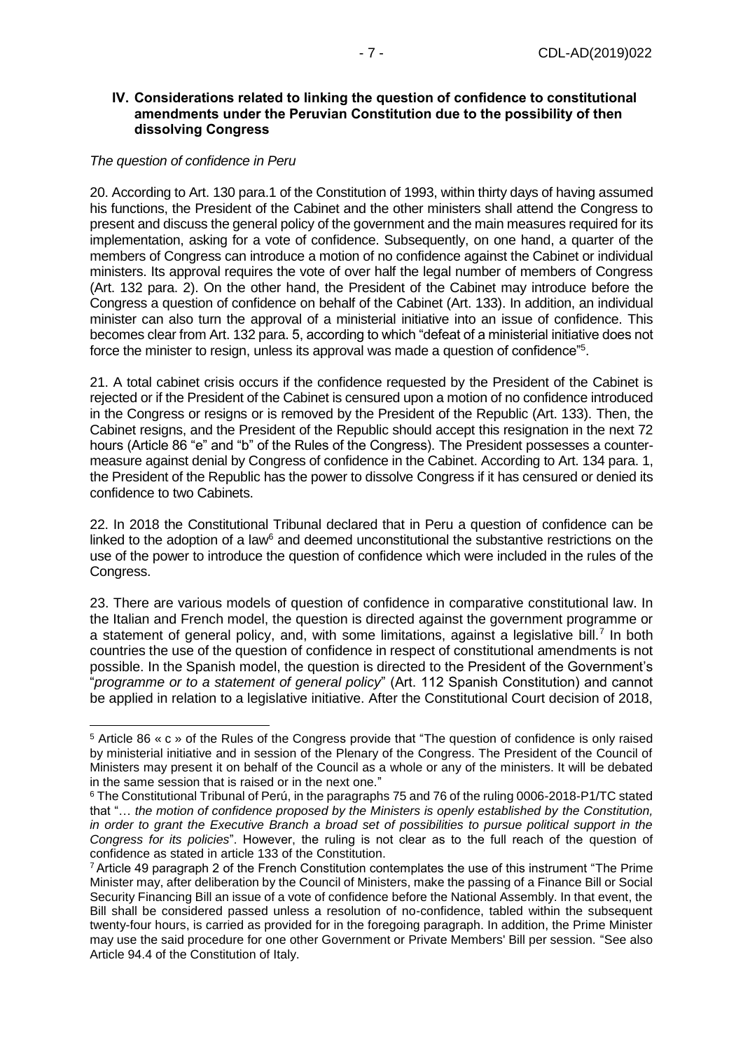## IV. Considerations related to linking the question of confidence to constitutional amendments under the Peruvian Constitution due to the possibility of then dissolving Congress

*The question of confidence in Peru*

20. According to Art. 130 para.1 of the Constitution of 1993, within thirty days of having assumed his functions, the President of the Cabinet and the other ministers shall attend the Congress to present and discuss the general policy of the government and the main measures required for its implementation, asking for a vote of confidence. Subsequently, on one hand, a quarter of the members of Congress can introduce a motion of no confidence against the Cabinet or individual ministers. Its approval requires the vote of over half the legal number of members of Congress (Art. 132 para. 2). On the other hand, the President of the Cabinet may introduce before the Congress a question of confidence on behalf of the Cabinet (Art. 133). In addition, an individual minister can also turn the approval of a ministerial initiative into an issue of confidence. This becomes clear from Art. 132 para. 5, according to which "defeat of a ministerial initiative does not force the minister to resign, unless its approval was made a question of confidence"[5].

21. A total cabinet crisis occurs if the confidence requested by the President of the Cabinet is rejected or if the President of the Cabinet is censured upon a motion of no confidence introduced in the Congress or resigns or is removed by the President of the Republic (Art. 133). Then, the Cabinet resigns, and the President of the Republic should accept this resignation in the next 72 hours (Article 86 "e" and "b" of the Rules of the Congress). The President possesses a counter-measure against denial by Congress of confidence in the Cabinet. According to Art. 134 para. 1, the President of the Republic has the power to dissolve Congress if it has censured or denied its confidence to two Cabinets.

22. In 2018 the Constitutional Tribunal declared that in Peru a question of confidence can be linked to the adoption of a law[6] and deemed unconstitutional the substantive restrictions on the use of the power to introduce the question of confidence which were included in the rules of the Congress.

23. There are various models of question of confidence in comparative constitutional law. In the Italian and French model, the question is directed against the government programme or a statement of general policy, and, with some limitations, against a legislative bill.[7] In both countries the use of the question of confidence in respect of constitutional amendments is not possible. In the Spanish model, the question is directed to the President of the Government's "*programme or to a statement of general policy*" (Art. 112 Spanish Constitution) and cannot be applied in relation to a legislative initiative. After the Constitutional Court decision of 2018,

---

[5] Article 86 « c » of the Rules of the Congress provide that "The question of confidence is only raised by ministerial initiative and in session of the Plenary of the Congress. The President of the Council of Ministers may present it on behalf of the Council as a whole or any of the ministers. It will be debated in the same session that is raised or in the next one."

[6] The Constitutional Tribunal of Perú, in the paragraphs 75 and 76 of the ruling 0006-2018-P1/TC stated that "… *the motion of confidence proposed by the Ministers is openly established by the Constitution, in order to grant the Executive Branch a broad set of possibilities to pursue political support in the Congress for its policies*". However, the ruling is not clear as to the full reach of the question of confidence as stated in article 133 of the Constitution.

[7] Article 49 paragraph 2 of the French Constitution contemplates the use of this instrument "The Prime Minister may, after deliberation by the Council of Ministers, make the passing of a Finance Bill or Social Security Financing Bill an issue of a vote of confidence before the National Assembly. In that event, the Bill shall be considered passed unless a resolution of no-confidence, tabled within the subsequent twenty-four hours, is carried as provided for in the foregoing paragraph. In addition, the Prime Minister may use the said procedure for one other Government or Private Members' Bill per session. "See also Article 94.4 of the Constitution of Italy.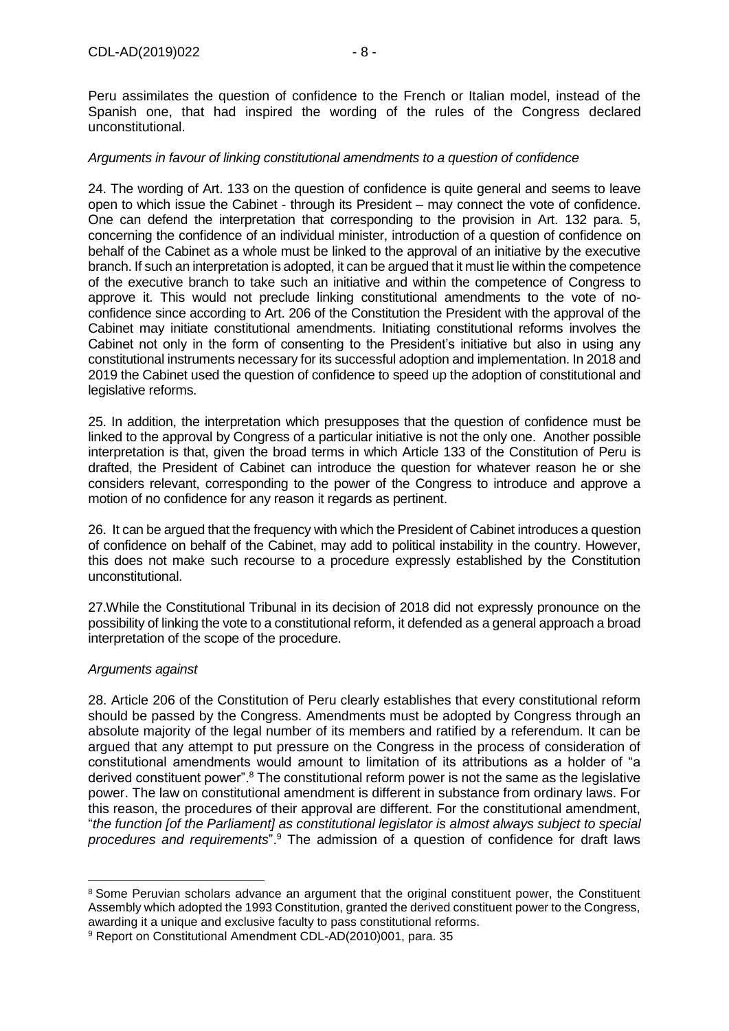Peru assimilates the question of confidence to the French or Italian model, instead of the Spanish one, that had inspired the wording of the rules of the Congress declared unconstitutional.

*Arguments in favour of linking constitutional amendments to a question of confidence*

24. The wording of Art. 133 on the question of confidence is quite general and seems to leave open to which issue the Cabinet - through its President – may connect the vote of confidence. One can defend the interpretation that corresponding to the provision in Art. 132 para. 5, concerning the confidence of an individual minister, introduction of a question of confidence on behalf of the Cabinet as a whole must be linked to the approval of an initiative by the executive branch. If such an interpretation is adopted, it can be argued that it must lie within the competence of the executive branch to take such an initiative and within the competence of Congress to approve it. This would not preclude linking constitutional amendments to the vote of no-confidence since according to Art. 206 of the Constitution the President with the approval of the Cabinet may initiate constitutional amendments. Initiating constitutional reforms involves the Cabinet not only in the form of consenting to the President's initiative but also in using any constitutional instruments necessary for its successful adoption and implementation. In 2018 and 2019 the Cabinet used the question of confidence to speed up the adoption of constitutional and legislative reforms.

25. In addition, the interpretation which presupposes that the question of confidence must be linked to the approval by Congress of a particular initiative is not the only one. Another possible interpretation is that, given the broad terms in which Article 133 of the Constitution of Peru is drafted, the President of Cabinet can introduce the question for whatever reason he or she considers relevant, corresponding to the power of the Congress to introduce and approve a motion of no confidence for any reason it regards as pertinent.

26. It can be argued that the frequency with which the President of Cabinet introduces a question of confidence on behalf of the Cabinet, may add to political instability in the country. However, this does not make such recourse to a procedure expressly established by the Constitution unconstitutional.

27. While the Constitutional Tribunal in its decision of 2018 did not expressly pronounce on the possibility of linking the vote to a constitutional reform, it defended as a general approach a broad interpretation of the scope of the procedure.

*Arguments against*

28. Article 206 of the Constitution of Peru clearly establishes that every constitutional reform should be passed by the Congress. Amendments must be adopted by Congress through an absolute majority of the legal number of its members and ratified by a referendum. It can be argued that any attempt to put pressure on the Congress in the process of consideration of constitutional amendments would amount to limitation of its attributions as a holder of "a derived constituent power".[8] The constitutional reform power is not the same as the legislative power. The law on constitutional amendment is different in substance from ordinary laws. For this reason, the procedures of their approval are different. For the constitutional amendment, "*the function [of the Parliament] as constitutional legislator is almost always subject to special procedures and requirements*".[9] The admission of a question of confidence for draft laws

---

[8] Some Peruvian scholars advance an argument that the original constituent power, the Constituent Assembly which adopted the 1993 Constitution, granted the derived constituent power to the Congress, awarding it a unique and exclusive faculty to pass constitutional reforms.

[9] Report on Constitutional Amendment CDL-AD(2010)001, para. 35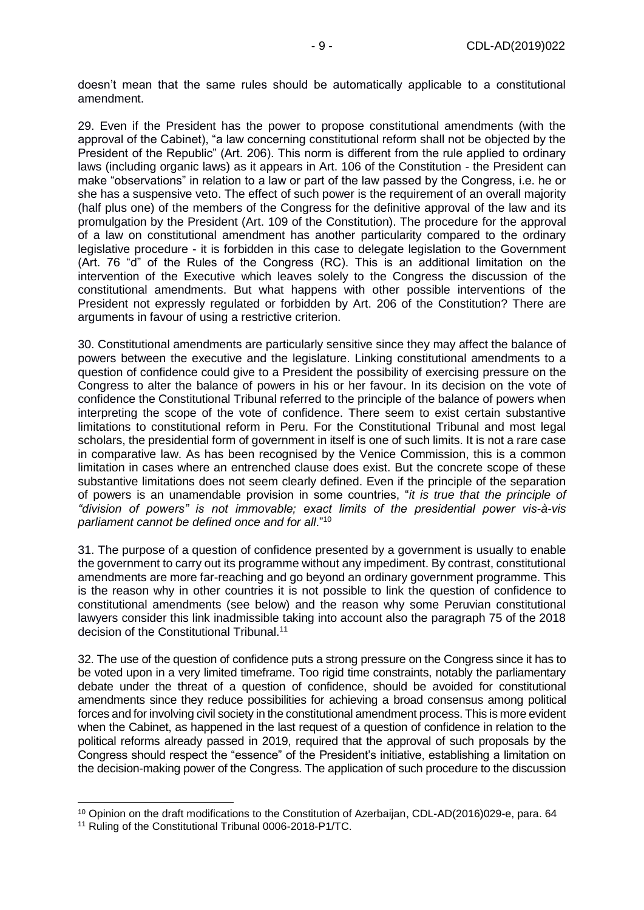doesn't mean that the same rules should be automatically applicable to a constitutional amendment.

29. Even if the President has the power to propose constitutional amendments (with the approval of the Cabinet), "a law concerning constitutional reform shall not be objected by the President of the Republic" (Art. 206). This norm is different from the rule applied to ordinary laws (including organic laws) as it appears in Art. 106 of the Constitution - the President can make "observations" in relation to a law or part of the law passed by the Congress, i.e. he or she has a suspensive veto. The effect of such power is the requirement of an overall majority (half plus one) of the members of the Congress for the definitive approval of the law and its promulgation by the President (Art. 109 of the Constitution). The procedure for the approval of a law on constitutional amendment has another particularity compared to the ordinary legislative procedure - it is forbidden in this case to delegate legislation to the Government (Art. 76 "d" of the Rules of the Congress (RC). This is an additional limitation on the intervention of the Executive which leaves solely to the Congress the discussion of the constitutional amendments. But what happens with other possible interventions of the President not expressly regulated or forbidden by Art. 206 of the Constitution? There are arguments in favour of using a restrictive criterion.

30. Constitutional amendments are particularly sensitive since they may affect the balance of powers between the executive and the legislature. Linking constitutional amendments to a question of confidence could give to a President the possibility of exercising pressure on the Congress to alter the balance of powers in his or her favour. In its decision on the vote of confidence the Constitutional Tribunal referred to the principle of the balance of powers when interpreting the scope of the vote of confidence. There seem to exist certain substantive limitations to constitutional reform in Peru. For the Constitutional Tribunal and most legal scholars, the presidential form of government in itself is one of such limits. It is not a rare case in comparative law. As has been recognised by the Venice Commission, this is a common limitation in cases where an entrenched clause does exist. But the concrete scope of these substantive limitations does not seem clearly defined. Even if the principle of the separation of powers is an unamendable provision in some countries, "*it is true that the principle of "division of powers" is not immovable; exact limits of the presidential power vis-à-vis parliament cannot be defined once and for all*."[10]

31. The purpose of a question of confidence presented by a government is usually to enable the government to carry out its programme without any impediment. By contrast, constitutional amendments are more far-reaching and go beyond an ordinary government programme. This is the reason why in other countries it is not possible to link the question of confidence to constitutional amendments (see below) and the reason why some Peruvian constitutional lawyers consider this link inadmissible taking into account also the paragraph 75 of the 2018 decision of the Constitutional Tribunal.[11]

32. The use of the question of confidence puts a strong pressure on the Congress since it has to be voted upon in a very limited timeframe. Too rigid time constraints, notably the parliamentary debate under the threat of a question of confidence, should be avoided for constitutional amendments since they reduce possibilities for achieving a broad consensus among political forces and for involving civil society in the constitutional amendment process. This is more evident when the Cabinet, as happened in the last request of a question of confidence in relation to the political reforms already passed in 2019, required that the approval of such proposals by the Congress should respect the "essence" of the President's initiative, establishing a limitation on the decision-making power of the Congress. The application of such procedure to the discussion

---

[10] Opinion on the draft modifications to the Constitution of Azerbaijan, CDL-AD(2016)029-e, para. 64

[11] Ruling of the Constitutional Tribunal 0006-2018-P1/TC.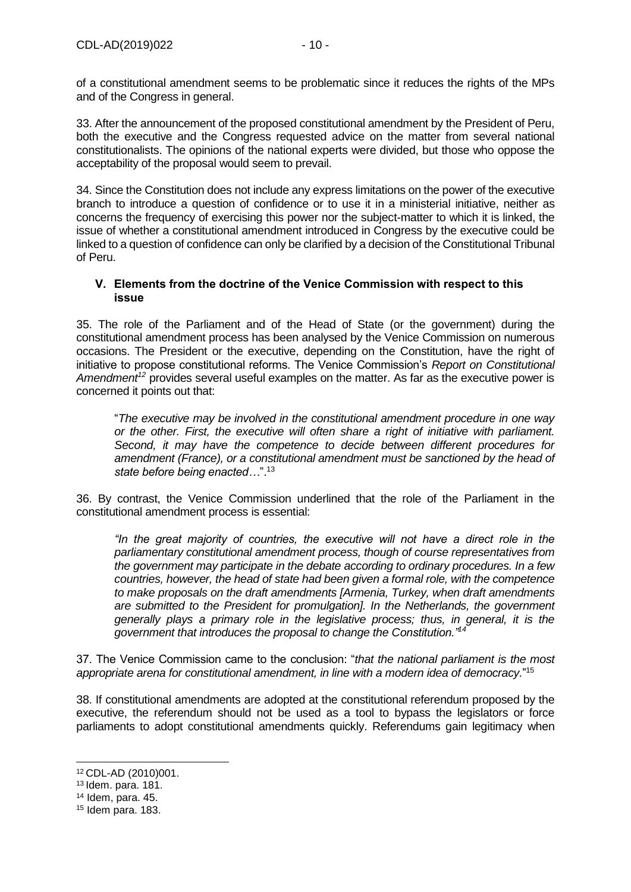of a constitutional amendment seems to be problematic since it reduces the rights of the MPs and of the Congress in general.

33. After the announcement of the proposed constitutional amendment by the President of Peru, both the executive and the Congress requested advice on the matter from several national constitutionalists. The opinions of the national experts were divided, but those who oppose the acceptability of the proposal would seem to prevail.

34. Since the Constitution does not include any express limitations on the power of the executive branch to introduce a question of confidence or to use it in a ministerial initiative, neither as concerns the frequency of exercising this power nor the subject-matter to which it is linked, the issue of whether a constitutional amendment introduced in Congress by the executive could be linked to a question of confidence can only be clarified by a decision of the Constitutional Tribunal of Peru.

## V. Elements from the doctrine of the Venice Commission with respect to this issue

35. The role of the Parliament and of the Head of State (or the government) during the constitutional amendment process has been analysed by the Venice Commission on numerous occasions. The President or the executive, depending on the Constitution, have the right of initiative to propose constitutional reforms. The Venice Commission's *Report on Constitutional Amendment*[12] provides several useful examples on the matter. As far as the executive power is concerned it points out that:

> "*The executive may be involved in the constitutional amendment procedure in one way or the other. First, the executive will often share a right of initiative with parliament. Second, it may have the competence to decide between different procedures for amendment (France), or a constitutional amendment must be sanctioned by the head of state before being enacted*…".[13]

36. By contrast, the Venice Commission underlined that the role of the Parliament in the constitutional amendment process is essential:

> *"In the great majority of countries, the executive will not have a direct role in the parliamentary constitutional amendment process, though of course representatives from the government may participate in the debate according to ordinary procedures. In a few countries, however, the head of state had been given a formal role, with the competence to make proposals on the draft amendments [Armenia, Turkey, when draft amendments are submitted to the President for promulgation]. In the Netherlands, the government generally plays a primary role in the legislative process; thus, in general, it is the government that introduces the proposal to change the Constitution."*[14]

37. The Venice Commission came to the conclusion: "*that the national parliament is the most appropriate arena for constitutional amendment, in line with a modern idea of democracy.*"[15]

38. If constitutional amendments are adopted at the constitutional referendum proposed by the executive, the referendum should not be used as a tool to bypass the legislators or force parliaments to adopt constitutional amendments quickly. Referendums gain legitimacy when

---

[12] CDL-AD (2010)001.

[13] Idem. para. 181.

[14] Idem, para. 45.

[15] Idem para. 183.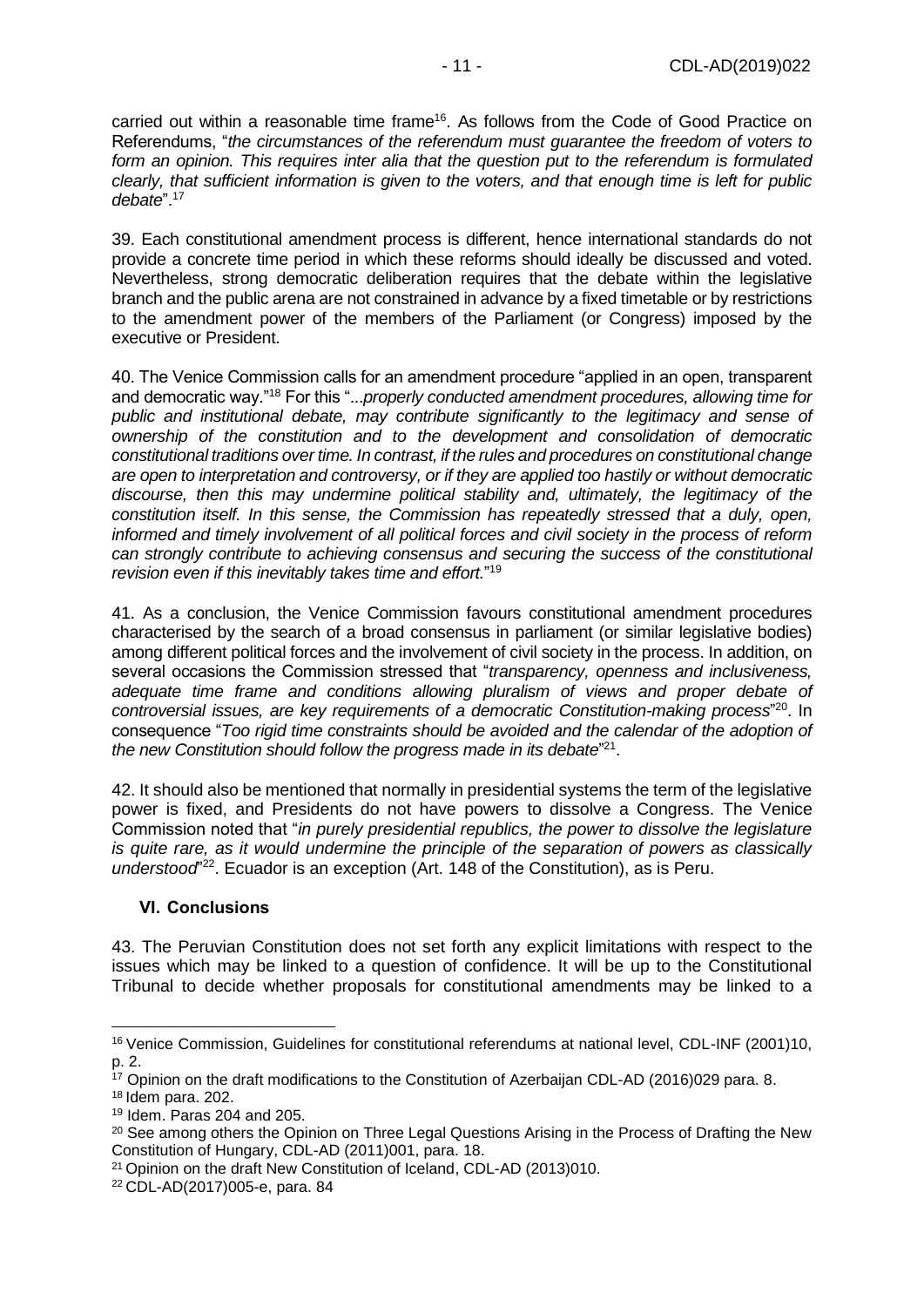carried out within a reasonable time frame[16]. As follows from the Code of Good Practice on Referendums, "*the circumstances of the referendum must guarantee the freedom of voters to form an opinion. This requires inter alia that the question put to the referendum is formulated clearly, that sufficient information is given to the voters, and that enough time is left for public debate*".[17]

39. Each constitutional amendment process is different, hence international standards do not provide a concrete time period in which these reforms should ideally be discussed and voted. Nevertheless, strong democratic deliberation requires that the debate within the legislative branch and the public arena are not constrained in advance by a fixed timetable or by restrictions to the amendment power of the members of the Parliament (or Congress) imposed by the executive or President.

40. The Venice Commission calls for an amendment procedure "applied in an open, transparent and democratic way."[18] For this "...*properly conducted amendment procedures, allowing time for public and institutional debate, may contribute significantly to the legitimacy and sense of ownership of the constitution and to the development and consolidation of democratic constitutional traditions over time. In contrast, if the rules and procedures on constitutional change are open to interpretation and controversy, or if they are applied too hastily or without democratic discourse, then this may undermine political stability and, ultimately, the legitimacy of the constitution itself. In this sense, the Commission has repeatedly stressed that a duly, open, informed and timely involvement of all political forces and civil society in the process of reform can strongly contribute to achieving consensus and securing the success of the constitutional revision even if this inevitably takes time and effort.*"[19]

41. As a conclusion, the Venice Commission favours constitutional amendment procedures characterised by the search of a broad consensus in parliament (or similar legislative bodies) among different political forces and the involvement of civil society in the process. In addition, on several occasions the Commission stressed that "*transparency, openness and inclusiveness, adequate time frame and conditions allowing pluralism of views and proper debate of controversial issues, are key requirements of a democratic Constitution-making process*"[20]. In consequence "*Too rigid time constraints should be avoided and the calendar of the adoption of the new Constitution should follow the progress made in its debate*"[21].

42. It should also be mentioned that normally in presidential systems the term of the legislative power is fixed, and Presidents do not have powers to dissolve a Congress. The Venice Commission noted that "*in purely presidential republics, the power to dissolve the legislature is quite rare, as it would undermine the principle of the separation of powers as classically understood*"[22]. Ecuador is an exception (Art. 148 of the Constitution), as is Peru.

## VI. Conclusions

43. The Peruvian Constitution does not set forth any explicit limitations with respect to the issues which may be linked to a question of confidence. It will be up to the Constitutional Tribunal to decide whether proposals for constitutional amendments may be linked to a

---

[16] Venice Commission, Guidelines for constitutional referendums at national level, CDL-INF (2001)10, p. 2.

[17] Opinion on the draft modifications to the Constitution of Azerbaijan CDL-AD (2016)029 para. 8.

[18] Idem para. 202.

[19] Idem. Paras 204 and 205.

[20] See among others the Opinion on Three Legal Questions Arising in the Process of Drafting the New Constitution of Hungary, CDL-AD (2011)001, para. 18.

[21] Opinion on the draft New Constitution of Iceland, CDL-AD (2013)010.

[22] CDL-AD(2017)005-e, para. 84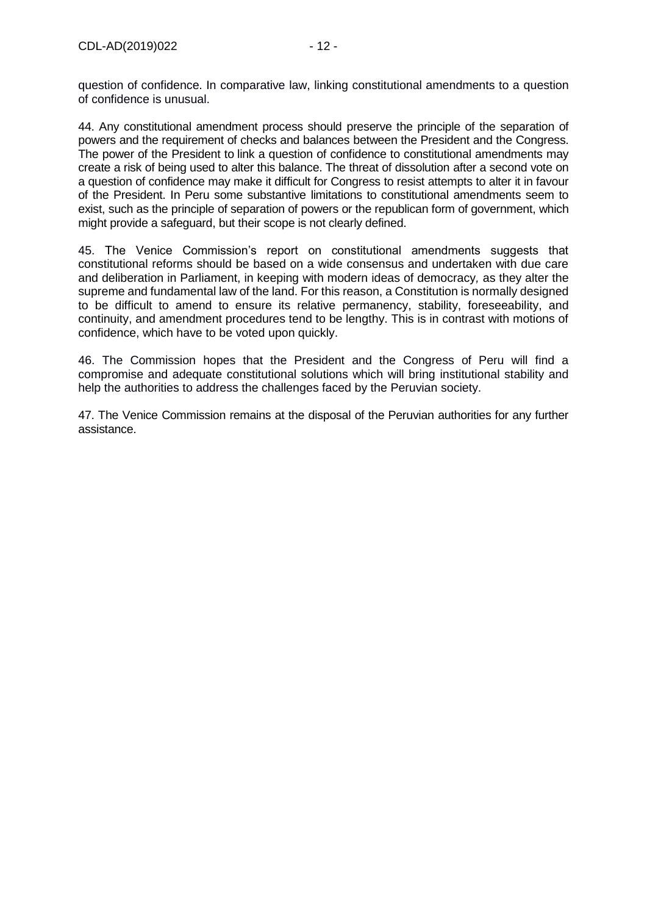question of confidence. In comparative law, linking constitutional amendments to a question of confidence is unusual.

44. Any constitutional amendment process should preserve the principle of the separation of powers and the requirement of checks and balances between the President and the Congress. The power of the President to link a question of confidence to constitutional amendments may create a risk of being used to alter this balance. The threat of dissolution after a second vote on a question of confidence may make it difficult for Congress to resist attempts to alter it in favour of the President. In Peru some substantive limitations to constitutional amendments seem to exist, such as the principle of separation of powers or the republican form of government, which might provide a safeguard, but their scope is not clearly defined.

45. The Venice Commission's report on constitutional amendments suggests that constitutional reforms should be based on a wide consensus and undertaken with due care and deliberation in Parliament, in keeping with modern ideas of democracy, as they alter the supreme and fundamental law of the land. For this reason, a Constitution is normally designed to be difficult to amend to ensure its relative permanency, stability, foreseeability, and continuity, and amendment procedures tend to be lengthy. This is in contrast with motions of confidence, which have to be voted upon quickly.

46. The Commission hopes that the President and the Congress of Peru will find a compromise and adequate constitutional solutions which will bring institutional stability and help the authorities to address the challenges faced by the Peruvian society.

47. The Venice Commission remains at the disposal of the Peruvian authorities for any further assistance.